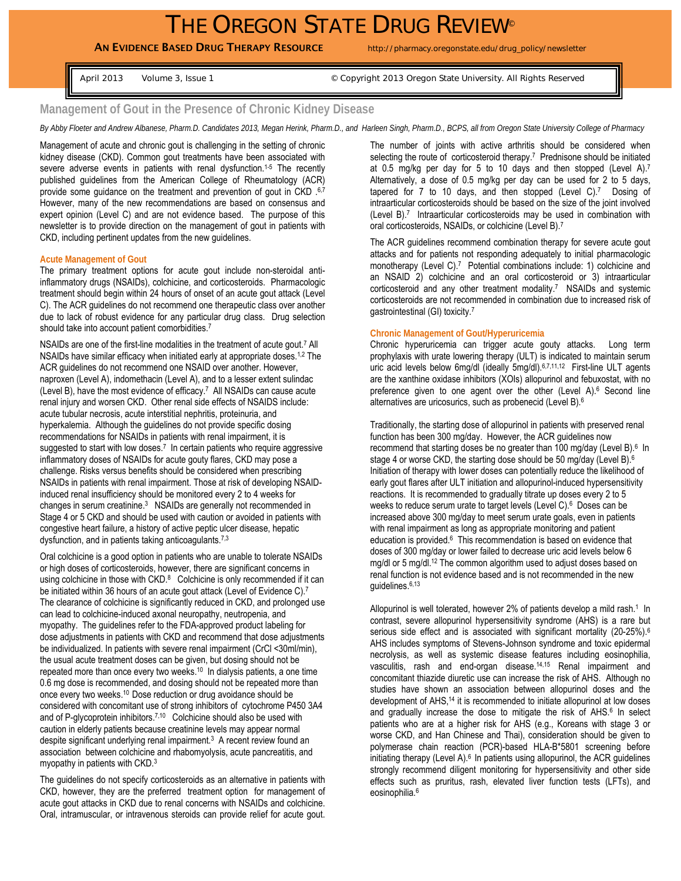# THE OREGON STATE DRUG REVIEW©

**AN EVIDENCE BASED DRUG THERAPY RESOURCE** http://pharmacy.oregonstate.edu/drug_policy/newsletter

April 2013 Volume 3, Issue 1 © Copyright 2013 Oregon State University. All Rights Reserved

## Management of Gout in the Presence of Chronic Kidney Disease

*By Abby Floeter and Andrew Albanese, Pharm.D. Candidates 2013, Megan Herink, Pharm.D., and Harleen Singh, Pharm.D., BCPS, all from Oregon State University College of Pharmacy*

Management of acute and chronic gout is challenging in the setting of chronic kidney disease (CKD). Common gout treatments have been associated with severe adverse events in patients with renal dysfunction.[1-5] The recently published guidelines from the American College of Rheumatology (ACR) provide some guidance on the treatment and prevention of gout in CKD.[6,7] However, many of the new recommendations are based on consensus and expert opinion (Level C) and are not evidence based. The purpose of this newsletter is to provide direction on the management of gout in patients with CKD, including pertinent updates from the new guidelines.

### Acute Management of Gout

The primary treatment options for acute gout include non-steroidal anti-inflammatory drugs (NSAIDs), colchicine, and corticosteroids. Pharmacologic treatment should begin within 24 hours of onset of an acute gout attack (Level C). The ACR guidelines do not recommend one therapeutic class over another due to lack of robust evidence for any particular drug class. Drug selection should take into account patient comorbidities.[7]

NSAIDs are one of the first-line modalities in the treatment of acute gout.[7] All NSAIDs have similar efficacy when initiated early at appropriate doses.[1,2] The ACR guidelines do not recommend one NSAID over another. However, naproxen (Level A), indomethacin (Level A), and to a lesser extent sulindac (Level B), have the most evidence of efficacy.[7] All NSAIDs can cause acute renal injury and worsen CKD. Other renal side effects of NSAIDS include: acute tubular necrosis, acute interstitial nephritis, proteinuria, and hyperkalemia. Although the guidelines do not provide specific dosing recommendations for NSAIDs in patients with renal impairment, it is suggested to start with low doses.[7] In certain patients who require aggressive inflammatory doses of NSAIDs for acute gouty flares, CKD may pose a challenge. Risks versus benefits should be considered when prescribing NSAIDs in patients with renal impairment. Those at risk of developing NSAID-induced renal insufficiency should be monitored every 2 to 4 weeks for changes in serum creatinine.[3] NSAIDs are generally not recommended in Stage 4 or 5 CKD and should be used with caution or avoided in patients with congestive heart failure, a history of active peptic ulcer disease, hepatic dysfunction, and in patients taking anticoagulants.[7,3]

Oral colchicine is a good option in patients who are unable to tolerate NSAIDs or high doses of corticosteroids, however, there are significant concerns in using colchicine in those with CKD.[8] Colchicine is only recommended if it can be initiated within 36 hours of an acute gout attack (Level of Evidence C).[7] The clearance of colchicine is significantly reduced in CKD, and prolonged use can lead to colchicine-induced axonal neuropathy, neutropenia, and myopathy. The guidelines refer to the FDA-approved product labeling for dose adjustments in patients with CKD and recommend that dose adjustments be individualized. In patients with severe renal impairment (CrCl <30ml/min), the usual acute treatment doses can be given, but dosing should not be repeated more than once every two weeks.[10] In dialysis patients, a one time 0.6 mg dose is recommended, and dosing should not be repeated more than once every two weeks.[10] Dose reduction or drug avoidance should be considered with concomitant use of strong inhibitors of cytochrome P450 3A4 and of P-glycoprotein inhibitors.[7,10] Colchicine should also be used with caution in elderly patients because creatinine levels may appear normal despite significant underlying renal impairment.[3] A recent review found an association between colchicine and rhabomyolysis, acute pancreatitis, and myopathy in patients with CKD.[3]

The guidelines do not specify corticosteroids as an alternative in patients with CKD, however, they are the preferred treatment option for management of acute gout attacks in CKD due to renal concerns with NSAIDs and colchicine. Oral, intramuscular, or intravenous steroids can provide relief for acute gout. The number of joints with active arthritis should be considered when selecting the route of corticosteroid therapy.[7] Prednisone should be initiated at 0.5 mg/kg per day for 5 to 10 days and then stopped (Level A).[7] Alternatively, a dose of 0.5 mg/kg per day can be used for 2 to 5 days, tapered for 7 to 10 days, and then stopped (Level C).[7] Dosing of intraarticular corticosteroids should be based on the size of the joint involved (Level B).[7] Intraarticular corticosteroids may be used in combination with oral corticosteroids, NSAIDs, or colchicine (Level B).[7]

The ACR guidelines recommend combination therapy for severe acute gout attacks and for patients not responding adequately to initial pharmacologic monotherapy (Level C).[7] Potential combinations include: 1) colchicine and an NSAID 2) colchicine and an oral corticosteroid or 3) intraarticular corticosteroid and any other treatment modality.[7] NSAIDs and systemic corticosteroids are not recommended in combination due to increased risk of gastrointestinal (GI) toxicity.[7]

### Chronic Management of Gout/Hyperuricemia

Chronic hyperuricemia can trigger acute gouty attacks. Long term prophylaxis with urate lowering therapy (ULT) is indicated to maintain serum uric acid levels below 6mg/dl (ideally 5mg/dl).[6,7,11,12] First-line ULT agents are the xanthine oxidase inhibitors (XOIs) allopurinol and febuxostat, with no preference given to one agent over the other (Level A).[6] Second line alternatives are uricosurics, such as probenecid (Level B).[6]

Traditionally, the starting dose of allopurinol in patients with preserved renal function has been 300 mg/day. However, the ACR guidelines now recommend that starting doses be no greater than 100 mg/day (Level B).[6] In stage 4 or worse CKD, the starting dose should be 50 mg/day (Level B).[6] Initiation of therapy with lower doses can potentially reduce the likelihood of early gout flares after ULT initiation and allopurinol-induced hypersensitivity reactions. It is recommended to gradually titrate up doses every 2 to 5 weeks to reduce serum urate to target levels (Level C).[6] Doses can be increased above 300 mg/day to meet serum urate goals, even in patients with renal impairment as long as appropriate monitoring and patient education is provided.[6] This recommendation is based on evidence that doses of 300 mg/day or lower failed to decrease uric acid levels below 6 mg/dl or 5 mg/dl.[12] The common algorithm used to adjust doses based on renal function is not evidence based and is not recommended in the new guidelines.[6,13]

Allopurinol is well tolerated, however 2% of patients develop a mild rash.[1] In contrast, severe allopurinol hypersensitivity syndrome (AHS) is a rare but serious side effect and is associated with significant mortality (20-25%).[6] AHS includes symptoms of Stevens-Johnson syndrome and toxic epidermal necrolysis, as well as systemic disease features including eosinophilia, vasculitis, rash and end-organ disease.[14,15] Renal impairment and concomitant thiazide diuretic use can increase the risk of AHS. Although no studies have shown an association between allopurinol doses and the development of AHS,[14] it is recommended to initiate allopurinol at low doses and gradually increase the dose to mitigate the risk of AHS.[6] In select patients who are at a higher risk for AHS (e.g., Koreans with stage 3 or worse CKD, and Han Chinese and Thai), consideration should be given to polymerase chain reaction (PCR)-based HLA-B*5801 screening before initiating therapy (Level A).[6] In patients using allopurinol, the ACR guidelines strongly recommend diligent monitoring for hypersensitivity and other side effects such as pruritus, rash, elevated liver function tests (LFTs), and eosinophilia.[6]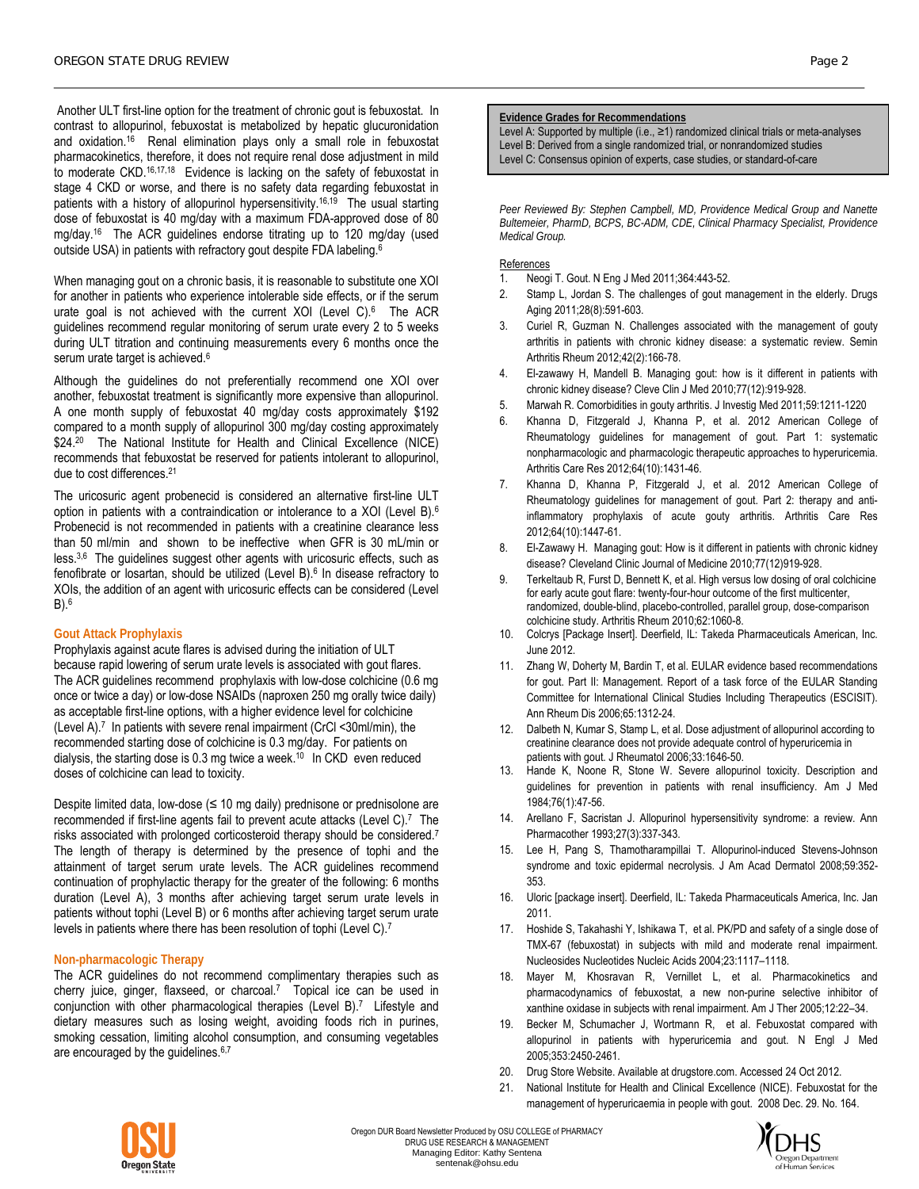Another ULT first-line option for the treatment of chronic gout is febuxostat. In contrast to allopurinol, febuxostat is metabolized by hepatic glucuronidation and oxidation.[16] Renal elimination plays only a small role in febuxostat pharmacokinetics, therefore, it does not require renal dose adjustment in mild to moderate CKD.[16,17,18] Evidence is lacking on the safety of febuxostat in stage 4 CKD or worse, and there is no safety data regarding febuxostat in patients with a history of allopurinol hypersensitivity.[16,19] The usual starting dose of febuxostat is 40 mg/day with a maximum FDA-approved dose of 80 mg/day.[16] The ACR guidelines endorse titrating up to 120 mg/day (used outside USA) in patients with refractory gout despite FDA labeling.[6]

When managing gout on a chronic basis, it is reasonable to substitute one XOI for another in patients who experience intolerable side effects, or if the serum urate goal is not achieved with the current XOI (Level C).[6] The ACR guidelines recommend regular monitoring of serum urate every 2 to 5 weeks during ULT titration and continuing measurements every 6 months once the serum urate target is achieved.[6]

Although the guidelines do not preferentially recommend one XOI over another, febuxostat treatment is significantly more expensive than allopurinol. A one month supply of febuxostat 40 mg/day costs approximately $192 compared to a month supply of allopurinol 300 mg/day costing approximately $24.[20] The National Institute for Health and Clinical Excellence (NICE) recommends that febuxostat be reserved for patients intolerant to allopurinol, due to cost differences.[21]

The uricosuric agent probenecid is considered an alternative first-line ULT option in patients with a contraindication or intolerance to a XOI (Level B).[6] Probenecid is not recommended in patients with a creatinine clearance less than 50 ml/min and shown to be ineffective when GFR is 30 mL/min or less.[3,6] The guidelines suggest other agents with uricosuric effects, such as fenofibrate or losartan, should be utilized (Level B).[6] In disease refractory to XOIs, the addition of an agent with uricosuric effects can be considered (Level B).[6]

## Gout Attack Prophylaxis

Prophylaxis against acute flares is advised during the initiation of ULT because rapid lowering of serum urate levels is associated with gout flares. The ACR guidelines recommend prophylaxis with low-dose colchicine (0.6 mg once or twice a day) or low-dose NSAIDs (naproxen 250 mg orally twice daily) as acceptable first-line options, with a higher evidence level for colchicine (Level A).[7] In patients with severe renal impairment (CrCl <30ml/min), the recommended starting dose of colchicine is 0.3 mg/day. For patients on dialysis, the starting dose is 0.3 mg twice a week.[10] In CKD even reduced doses of colchicine can lead to toxicity.

Despite limited data, low-dose (≤ 10 mg daily) prednisone or prednisolone are recommended if first-line agents fail to prevent acute attacks (Level C).[7] The risks associated with prolonged corticosteroid therapy should be considered.[7] The length of therapy is determined by the presence of tophi and the attainment of target serum urate levels. The ACR guidelines recommend continuation of prophylactic therapy for the greater of the following: 6 months duration (Level A), 3 months after achieving target serum urate levels in patients without tophi (Level B) or 6 months after achieving target serum urate levels in patients where there has been resolution of tophi (Level C).[7]

## Non-pharmacologic Therapy

The ACR guidelines do not recommend complimentary therapies such as cherry juice, ginger, flaxseed, or charcoal.[7] Topical ice can be used in conjunction with other pharmacological therapies (Level B).[7] Lifestyle and dietary measures such as losing weight, avoiding foods rich in purines, smoking cessation, limiting alcohol consumption, and consuming vegetables are encouraged by the guidelines.[6,7]

**Evidence Grades for Recommendations**

Level A: Supported by multiple (i.e., ≥1) randomized clinical trials or meta-analyses
Level B: Derived from a single randomized trial, or nonrandomized studies
Level C: Consensus opinion of experts, case studies, or standard-of-care

*Peer Reviewed By: Stephen Campbell, MD, Providence Medical Group and Nanette Bultemeier, PharmD, BCPS, BC-ADM, CDE, Clinical Pharmacy Specialist, Providence Medical Group.*

References

1. Neogi T. Gout. N Eng J Med 2011;364:443-52.
2. Stamp L, Jordan S. The challenges of gout management in the elderly. Drugs Aging 2011;28(8):591-603.
3. Curiel R, Guzman N. Challenges associated with the management of gouty arthritis in patients with chronic kidney disease: a systematic review. Semin Arthritis Rheum 2012;42(2):166-78.
4. El-zawawy H, Mandell B. Managing gout: how is it different in patients with chronic kidney disease? Cleve Clin J Med 2010;77(12):919-928.
5. Marwah R. Comorbidities in gouty arthritis. J Investig Med 2011;59:1211-1220
6. Khanna D, Fitzgerald J, Khanna P, et al. 2012 American College of Rheumatology guidelines for management of gout. Part 1: systematic nonpharmacologic and pharmacologic therapeutic approaches to hyperuricemia. Arthritis Care Res 2012;64(10):1431-46.
7. Khanna D, Khanna P, Fitzgerald J, et al. 2012 American College of Rheumatology guidelines for management of gout. Part 2: therapy and anti-inflammatory prophylaxis of acute gouty arthritis. Arthritis Care Res 2012;64(10):1447-61.
8. El-Zawawy H. Managing gout: How is it different in patients with chronic kidney disease? Cleveland Clinic Journal of Medicine 2010;77(12)919-928.
9. Terkeltaub R, Furst D, Bennett K, et al. High versus low dosing of oral colchicine for early acute gout flare: twenty-four-hour outcome of the first multicenter, randomized, double-blind, placebo-controlled, parallel group, dose-comparison colchicine study. Arthritis Rheum 2010;62:1060-8.
10. Colcrys [Package Insert]. Deerfield, IL: Takeda Pharmaceuticals American, Inc. June 2012.
11. Zhang W, Doherty M, Bardin T, et al. EULAR evidence based recommendations for gout. Part II: Management. Report of a task force of the EULAR Standing Committee for International Clinical Studies Including Therapeutics (ESCISIT). Ann Rheum Dis 2006;65:1312-24.
12. Dalbeth N, Kumar S, Stamp L, et al. Dose adjustment of allopurinol according to creatinine clearance does not provide adequate control of hyperuricemia in patients with gout. J Rheumatol 2006;33:1646-50.
13. Hande K, Noone R, Stone W. Severe allopurinol toxicity. Description and guidelines for prevention in patients with renal insufficiency. Am J Med 1984;76(1):47-56.
14. Arellano F, Sacristan J. Allopurinol hypersensitivity syndrome: a review. Ann Pharmacother 1993;27(3):337-343.
15. Lee H, Pang S, Thamotharampillai T. Allopurinol-induced Stevens-Johnson syndrome and toxic epidermal necrolysis. J Am Acad Dermatol 2008;59:352-353.
16. Uloric [package insert]. Deerfield, IL: Takeda Pharmaceuticals America, Inc. Jan 2011.
17. Hoshide S, Takahashi Y, Ishikawa T, et al. PK/PD and safety of a single dose of TMX-67 (febuxostat) in subjects with mild and moderate renal impairment. Nucleosides Nucleotides Nucleic Acids 2004;23:1117–1118.
18. Mayer M, Khosravan R, Vernillet L, et al. Pharmacokinetics and pharmacodynamics of febuxostat, a new non-purine selective inhibitor of xanthine oxidase in subjects with renal impairment. Am J Ther 2005;12:22–34.
19. Becker M, Schumacher J, Wortmann R, et al. Febuxostat compared with allopurinol in patients with hyperuricemia and gout. N Engl J Med 2005;353:2450-2461.
20. Drug Store Website. Available at drugstore.com. Accessed 24 Oct 2012.
21. National Institute for Health and Clinical Excellence (NICE). Febuxostat for the management of hyperuricaemia in people with gout. 2008 Dec. 29. No. 164.

Oregon DUR Board Newsletter Produced by OSU COLLEGE of PHARMACY
DRUG USE RESEARCH & MANAGEMENT
Managing Editor: Kathy Sentena
sentenak@ohsu.edu